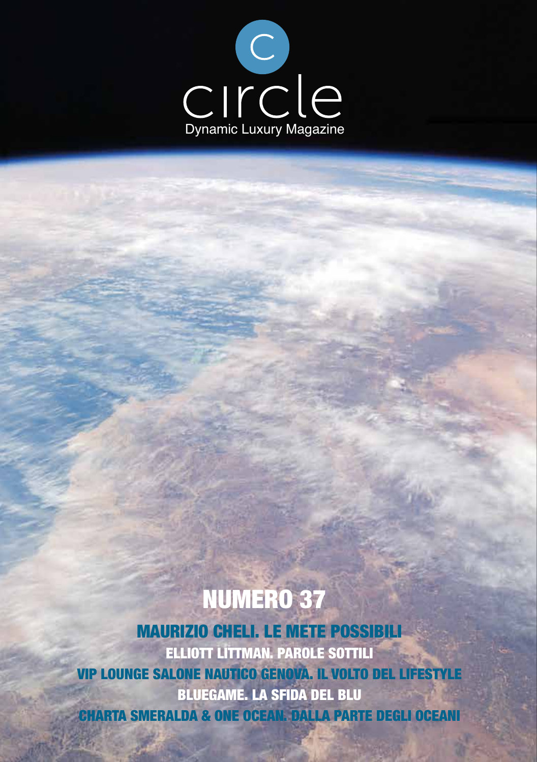# circle

Dynamic Luxury Magazine

## NUMERO 37

**MAURIZIO CHELI. LE METE POSSIBILI**

**ELLIOTT LITTMAN. PAROLE SOTTILI**

**VIP LOUNGE SALONE NAUTICO GENOVA. IL VOLTO DEL LIFESTYLE**

**BLUEGAME. LA SFIDA DEL BLU**

**CHARTA SMERALDA & ONE OCEAN. DALLA PARTE DEGLI OCEANI**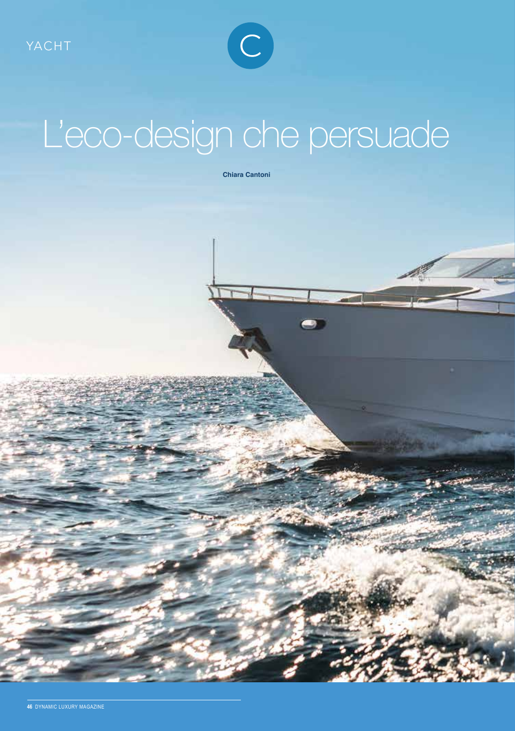YACHT

C

# L'eco-design che persuade

**Chiara Cantoni**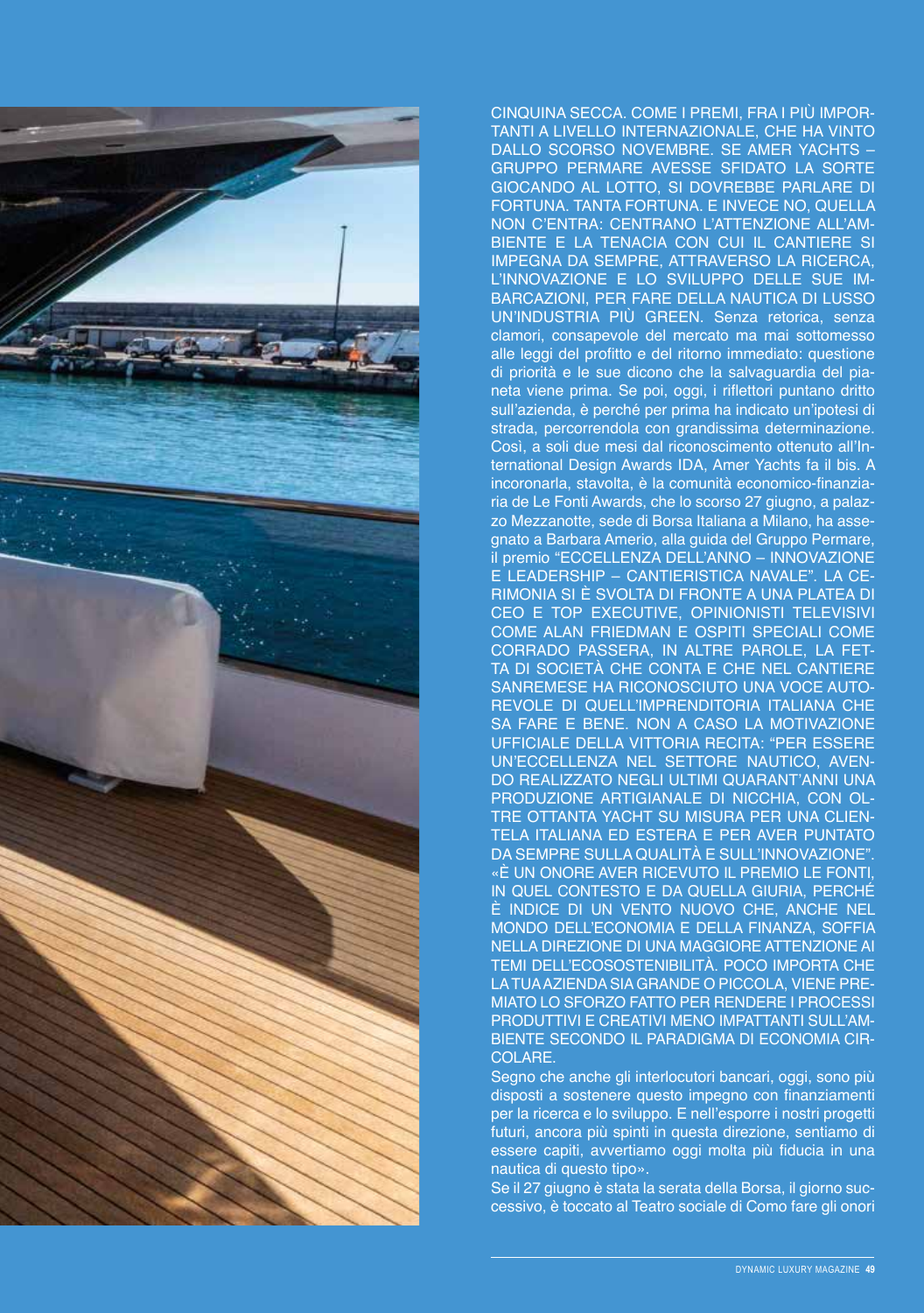CINQUINA SECCA. COME I PREMI, FRA I PIÙ IMPORTANTI A LIVELLO INTERNAZIONALE, CHE HA VINTO DALLO SCORSO NOVEMBRE. SE AMER YACHTS – GRUPPO PERMARE AVESSE SFIDATO LA SORTE GIOCANDO AL LOTTO, SI DOVREBBE PARLARE DI FORTUNA. TANTA FORTUNA. E INVECE NO, QUELLA NON C'ENTRA: CENTRANO L'ATTENZIONE ALL'AMBIENTE E LA TENACIA CON CUI IL CANTIERE SI IMPEGNA DA SEMPRE, ATTRAVERSO LA RICERCA, L'INNOVAZIONE E LO SVILUPPO DELLE SUE IMBARCAZIONI, PER FARE DELLA NAUTICA DI LUSSO UN'INDUSTRIA PIÙ GREEN. Senza retorica, senza clamori, consapevole del mercato ma mai sottomesso alle leggi del profitto e del ritorno immediato: questione di priorità e le sue dicono che la salvaguardia del pianeta viene prima. Se poi, oggi, i riflettori puntano dritto sull'azienda, è perché per prima ha indicato un'ipotesi di strada, percorrendola con grandissima determinazione. Così, a soli due mesi dal riconoscimento ottenuto all'International Design Awards IDA, Amer Yachts fa il bis. A incoronarla, stavolta, è la comunità economico-finanziaria de Le Fonti Awards, che lo scorso 27 giugno, a palazzo Mezzanotte, sede di Borsa Italiana a Milano, ha assegnato a Barbara Amerio, alla guida del Gruppo Permare, il premio "ECCELLENZA DELL'ANNO – INNOVAZIONE E LEADERSHIP – CANTIERISTICA NAVALE". LA CERIMONIA SI È SVOLTA DI FRONTE A UNA PLATEA DI CEO E TOP EXECUTIVE, OPINIONISTI TELEVISIVI COME ALAN FRIEDMAN E OSPITI SPECIALI COME CORRADO PASSERA, IN ALTRE PAROLE, LA FETTA DI SOCIETÀ CHE CONTA E CHE NEL CANTIERE SANREMESE HA RICONOSCIUTO UNA VOCE AUTOREVOLE DI QUELL'IMPRENDITORIA ITALIANA CHE SA FARE E BENE. NON A CASO LA MOTIVAZIONE UFFICIALE DELLA VITTORIA RECITA: "PER ESSERE UN'ECCELLENZA NEL SETTORE NAUTICO, AVENDO REALIZZATO NEGLI ULTIMI QUARANT'ANNI UNA PRODUZIONE ARTIGIANALE DI NICCHIA, CON OLTRE OTTANTA YACHT SU MISURA PER UNA CLIENTELA ITALIANA ED ESTERA E PER AVER PUNTATO DA SEMPRE SULLA QUALITÀ E SULL'INNOVAZIONE". «È UN ONORE AVER RICEVUTO IL PREMIO LE FONTI, IN QUEL CONTESTO E DA QUELLA GIURIA, PERCHÉ È INDICE DI UN VENTO NUOVO CHE, ANCHE NEL MONDO DELL'ECONOMIA E DELLA FINANZA, SOFFIA NELLA DIREZIONE DI UNA MAGGIORE ATTENZIONE AI TEMI DELL'ECOSOSTENIBILITÀ. POCO IMPORTA CHE LA TUA AZIENDA SIA GRANDE O PICCOLA, VIENE PREMIATO LO SFORZO FATTO PER RENDERE I PROCESSI PRODUTTIVI E CREATIVI MENO IMPATTANTI SULL'AMBIENTE SECONDO IL PARADIGMA DI ECONOMIA CIRCOLARE.

Segno che anche gli interlocutori bancari, oggi, sono più disposti a sostenere questo impegno con finanziamenti per la ricerca e lo sviluppo. E nell'esporre i nostri progetti futuri, ancora più spinti in questa direzione, sentiamo di essere capiti, avvertiamo oggi molta più fiducia in una nautica di questo tipo».

Se il 27 giugno è stata la serata della Borsa, il giorno successivo, è toccato al Teatro sociale di Como fare gli onori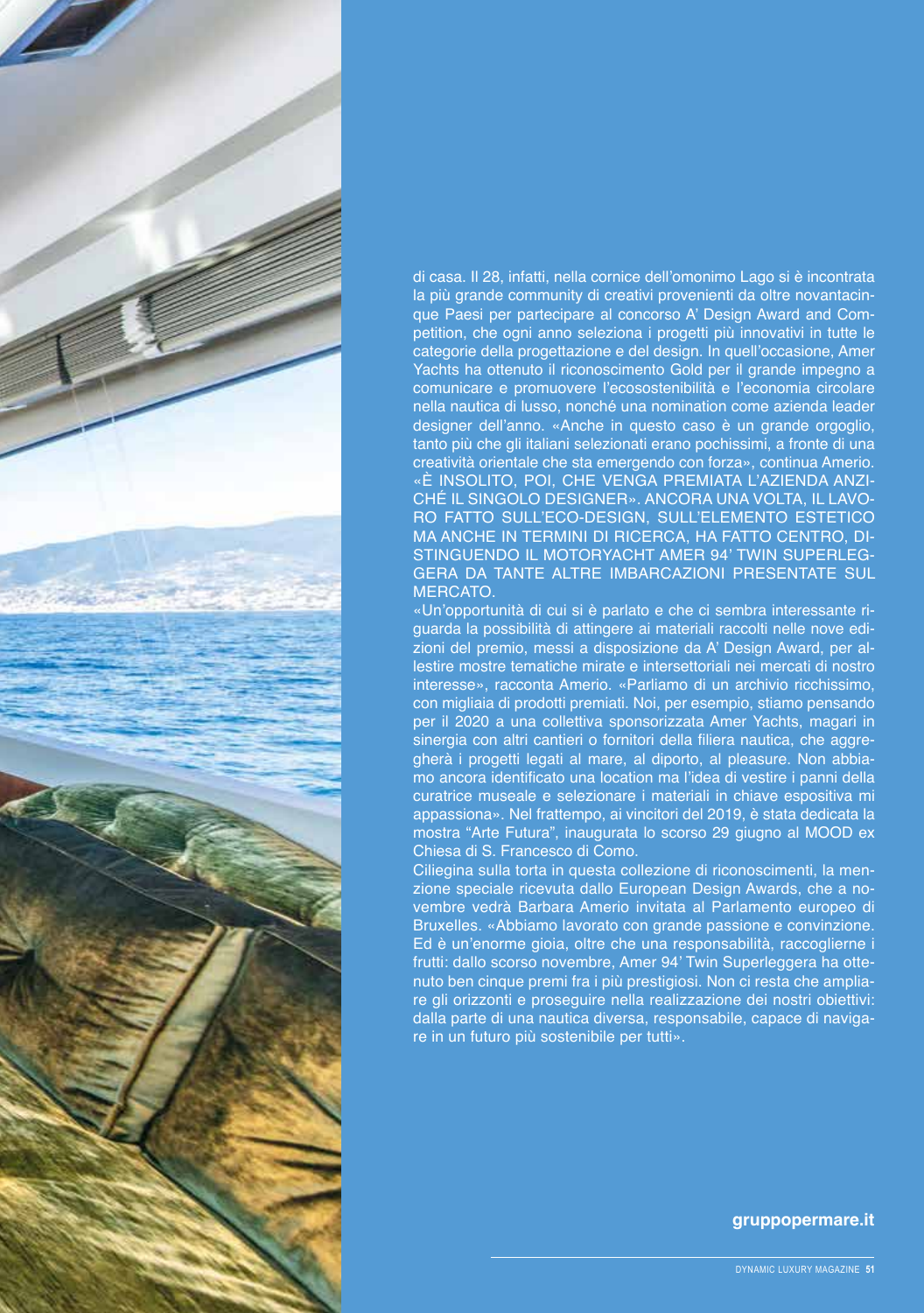di casa. Il 28, infatti, nella cornice dell'omonimo Lago si è incontrata la più grande community di creativi provenienti da oltre novantacinque Paesi per partecipare al concorso A' Design Award and Competition, che ogni anno seleziona i progetti più innovativi in tutte le categorie della progettazione e del design. In quell'occasione, Amer Yachts ha ottenuto il riconoscimento Gold per il grande impegno a comunicare e promuovere l'ecosostenibilità e l'economia circolare nella nautica di lusso, nonché una nomination come azienda leader designer dell'anno. «Anche in questo caso è un grande orgoglio, tanto più che gli italiani selezionati erano pochissimi, a fronte di una creatività orientale che sta emergendo con forza», continua Amerio. «È INSOLITO, POI, CHE VENGA PREMIATA L'AZIENDA ANZICHÉ IL SINGOLO DESIGNER». ANCORA UNA VOLTA, IL LAVORO FATTO SULL'ECO-DESIGN, SULL'ELEMENTO ESTETICO MA ANCHE IN TERMINI DI RICERCA, HA FATTO CENTRO, DISTINGUENDO IL MOTORYACHT AMER 94' TWIN SUPERLEGGERA DA TANTE ALTRE IMBARCAZIONI PRESENTATE SUL MERCATO.

«Un'opportunità di cui si è parlato e che ci sembra interessante riguarda la possibilità di attingere ai materiali raccolti nelle nove edizioni del premio, messi a disposizione da A' Design Award, per allestire mostre tematiche mirate e intersettoriali nei mercati di nostro interesse», racconta Amerio. «Parliamo di un archivio ricchissimo, con migliaia di prodotti premiati. Noi, per esempio, stiamo pensando per il 2020 a una collettiva sponsorizzata Amer Yachts, magari in sinergia con altri cantieri o fornitori della filiera nautica, che aggregherà i progetti legati al mare, al diporto, al pleasure. Non abbiamo ancora identificato una location ma l'idea di vestire i panni della curatrice museale e selezionare i materiali in chiave espositiva mi appassiona». Nel frattempo, ai vincitori del 2019, è stata dedicata la mostra "Arte Futura", inaugurata lo scorso 29 giugno al MOOD ex Chiesa di S. Francesco di Como.

Ciliegina sulla torta in questa collezione di riconoscimenti, la menzione speciale ricevuta dallo European Design Awards, che a novembre vedrà Barbara Amerio invitata al Parlamento europeo di Bruxelles. «Abbiamo lavorato con grande passione e convinzione. Ed è un'enorme gioia, oltre che una responsabilità, raccoglierne i frutti: dallo scorso novembre, Amer 94' Twin Superleggera ha ottenuto ben cinque premi fra i più prestigiosi. Non ci resta che ampliare gli orizzonti e proseguire nella realizzazione dei nostri obiettivi: dalla parte di una nautica diversa, responsabile, capace di navigare in un futuro più sostenibile per tutti».

**gruppopermare.it**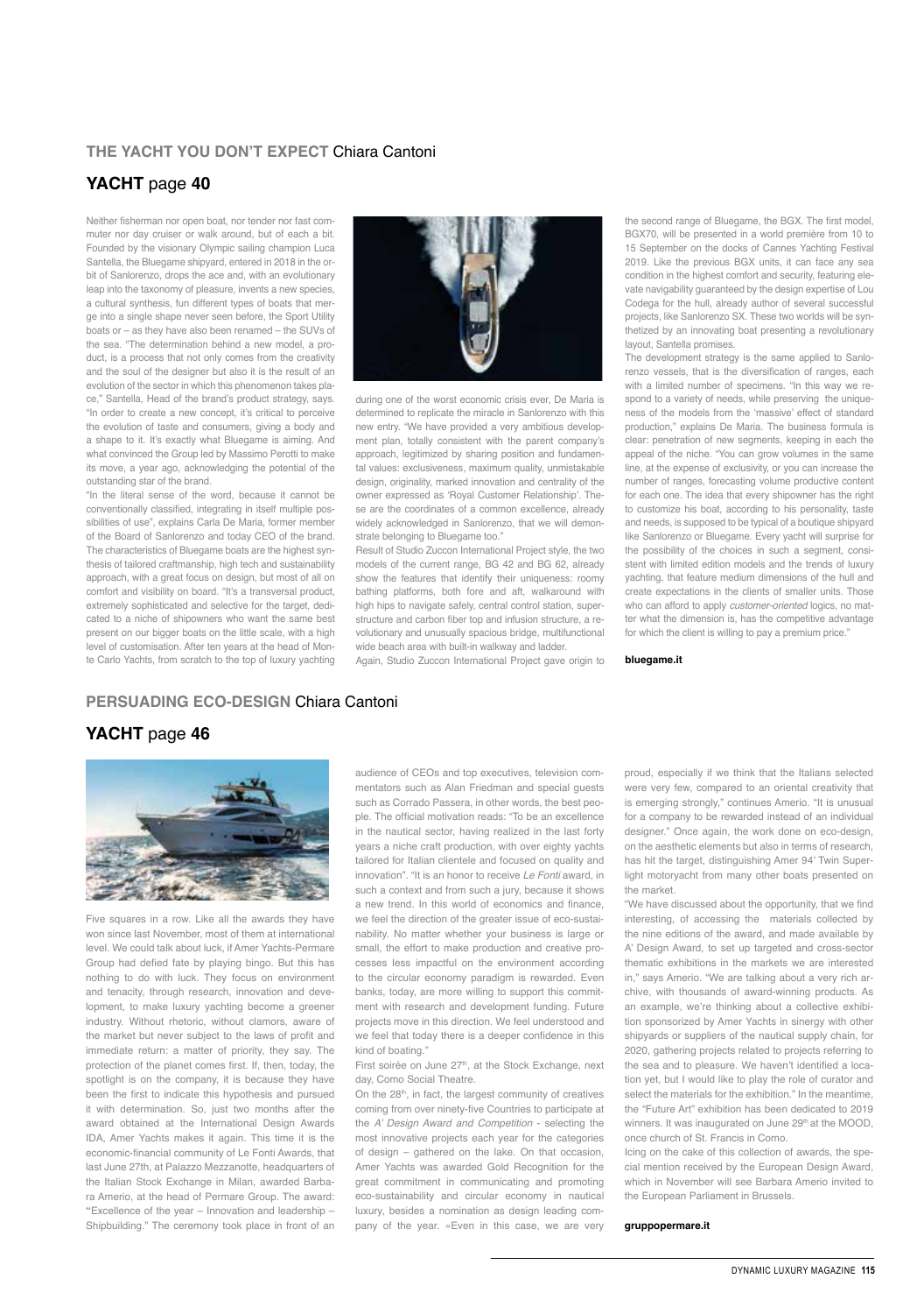## THE YACHT YOU DON'T EXPECT Chiara Cantoni

## YACHT page 40

Neither fisherman nor open boat, nor tender nor fast commuter nor day cruiser or walk around, but of each a bit. Founded by the visionary Olympic sailing champion Luca Santella, the Bluegame shipyard, entered in 2018 in the orbit of Sanlorenzo, drops the ace and, with an evolutionary leap into the taxonomy of pleasure, invents a new species, a cultural synthesis, fun different types of boats that merge into a single shape never seen before, the Sport Utility boats or – as they have also been renamed – the SUVs of the sea. "The determination behind a new model, a product, is a process that not only comes from the creativity and the soul of the designer but also it is the result of an evolution of the sector in which this phenomenon takes place," Santella, Head of the brand's product strategy, says. "In order to create a new concept, it's critical to perceive the evolution of taste and consumers, giving a body and a shape to it. It's exactly what Bluegame is aiming. And what convinced the Group led by Massimo Perotti to make its move, a year ago, acknowledging the potential of the outstanding star of the brand.

"In the literal sense of the word, because it cannot be conventionally classified, integrating in itself multiple possibilities of use", explains Carla De Maria, former member of the Board of Sanlorenzo and today CEO of the brand. The characteristics of Bluegame boats are the highest synthesis of tailored craftmanship, high tech and sustainability approach, with a great focus on design, but most of all on comfort and visibility on board. "It's a transversal product, extremely sophisticated and selective for the target, dedicated to a niche of shipowners who want the same best present on our bigger boats on the little scale, with a high level of customisation. After ten years at the head of Monte Carlo Yachts, from scratch to the top of luxury yachting during one of the worst economic crisis ever, De Maria is determined to replicate the miracle in Sanlorenzo with this new entry. "We have provided a very ambitious development plan, totally consistent with the parent company's approach, legitimized by sharing position and fundamental values: exclusiveness, maximum quality, unmistakable design, originality, marked innovation and centrality of the owner expressed as 'Royal Customer Relationship'. These are the coordinates of a common excellence, already widely acknowledged in Sanlorenzo, that we will demonstrate belonging to Bluegame too."

Result of Studio Zuccon International Project style, the two models of the current range, BG 42 and BG 62, already show the features that identify their uniqueness: roomy bathing platforms, both fore and aft, walkaround with high hips to navigate safely, central control station, superstructure and carbon fiber top and infusion structure, a revolutionary and unusually spacious bridge, multifunctional wide beach area with built-in walkway and ladder.

Again, Studio Zuccon International Project gave origin to the second range of Bluegame, the BGX. The first model, BGX70, will be presented in a world première from 10 to 15 September on the docks of Cannes Yachting Festival 2019. Like the previous BGX units, it can face any sea condition in the highest comfort and security, featuring elevate navigability guaranteed by the design expertise of Lou Codega for the hull, already author of several successful projects, like Sanlorenzo SX. These two worlds will be synthetized by an innovating boat presenting a revolutionary layout, Santella promises.

The development strategy is the same applied to Sanlorenzo vessels, that is the diversification of ranges, each with a limited number of specimens. "In this way we respond to a variety of needs, while preserving the uniqueness of the models from the 'massive' effect of standard production," explains De Maria. The business formula is clear: penetration of new segments, keeping in each the appeal of the niche. "You can grow volumes in the same line, at the expense of exclusivity, or you can increase the number of ranges, forecasting volume productive content for each one. The idea that every shipowner has the right to customize his boat, according to his personality, taste and needs, is supposed to be typical of a boutique shipyard like Sanlorenzo or Bluegame. Every yacht will surprise for the possibility of the choices in such a segment, consistent with limited edition models and the trends of luxury yachting, that feature medium dimensions of the hull and create expectations in the clients of smaller units. Those who can afford to apply *customer-oriented* logics, no matter what the dimension is, has the competitive advantage for which the client is willing to pay a premium price."

**bluegame.it**

## PERSUADING ECO-DESIGN Chiara Cantoni

## YACHT page 46

Five squares in a row. Like all the awards they have won since last November, most of them at international level. We could talk about luck, if Amer Yachts-Permare Group had defied fate by playing bingo. But this has nothing to do with luck. They focus on environment and tenacity, through research, innovation and development, to make luxury yachting become a greener industry. Without rhetoric, without clamors, aware of the market but never subject to the laws of profit and immediate return: a matter of priority, they say. The protection of the planet comes first. If, then, today, the spotlight is on the company, it is because they have been the first to indicate this hypothesis and pursued it with determination. So, just two months after the award obtained at the International Design Awards IDA, Amer Yachts makes it again. This time it is the economic-financial community of Le Fonti Awards, that last June 27th, at Palazzo Mezzanotte, headquarters of the Italian Stock Exchange in Milan, awarded Barbara Amerio, at the head of Permare Group. The award: "Excellence of the year – Innovation and leadership – Shipbuilding." The ceremony took place in front of an audience of CEOs and top executives, television commentators such as Alan Friedman and special guests such as Corrado Passera, in other words, the best people. The official motivation reads: "To be an excellence in the nautical sector, having realized in the last forty years a niche craft production, with over eighty yachts tailored for Italian clientele and focused on quality and innovation". "It is an honor to receive *Le Fonti* award, in such a context and from such a jury, because it shows a new trend. In this world of economics and finance, we feel the direction of the greater issue of eco-sustainability. No matter whether your business is large or small, the effort to make production and creative processes less impactful on the environment according to the circular economy paradigm is rewarded. Even banks, today, are more willing to support this commitment with research and development funding. Future projects move in this direction. We feel understood and we feel that today there is a deeper confidence in this kind of boating."

First soirée on June 27th, at the Stock Exchange, next day, Como Social Theatre.

On the 28th, in fact, the largest community of creatives coming from over ninety-five Countries to participate at the *A' Design Award and Competition* - selecting the most innovative projects each year for the categories of design – gathered on the lake. On that occasion, Amer Yachts was awarded Gold Recognition for the great commitment in communicating and promoting eco-sustainability and circular economy in nautical luxury, besides a nomination as design leading company of the year. «Even in this case, we are very proud, especially if we think that the Italians selected were very few, compared to an oriental creativity that is emerging strongly," continues Amerio. "It is unusual for a company to be rewarded instead of an individual designer." Once again, the work done on eco-design, on the aesthetic elements but also in terms of research, has hit the target, distinguishing Amer 94' Twin Superlight motoryacht from many other boats presented on the market.

"We have discussed about the opportunity, that we find interesting, of accessing the materials collected by the nine editions of the award, and made available by A' Design Award, to set up targeted and cross-sector thematic exhibitions in the markets we are interested in," says Amerio. "We are talking about a very rich archive, with thousands of award-winning products. As an example, we're thinking about a collective exhibition sponsorized by Amer Yachts in synergy with other shipyards or suppliers of the nautical supply chain, for 2020, gathering projects related to projects referring to the sea and to pleasure. We haven't identified a location yet, but I would like to play the role of curator and select the materials for the exhibition." In the meantime, the "Future Art" exhibition has been dedicated to 2019 winners. It was inaugurated on June 29th at the MOOD, once church of St. Francis in Como.

Icing on the cake of this collection of awards, the special mention received by the European Design Award, which in November will see Barbara Amerio invited to the European Parliament in Brussels.

**gruppopermare.it**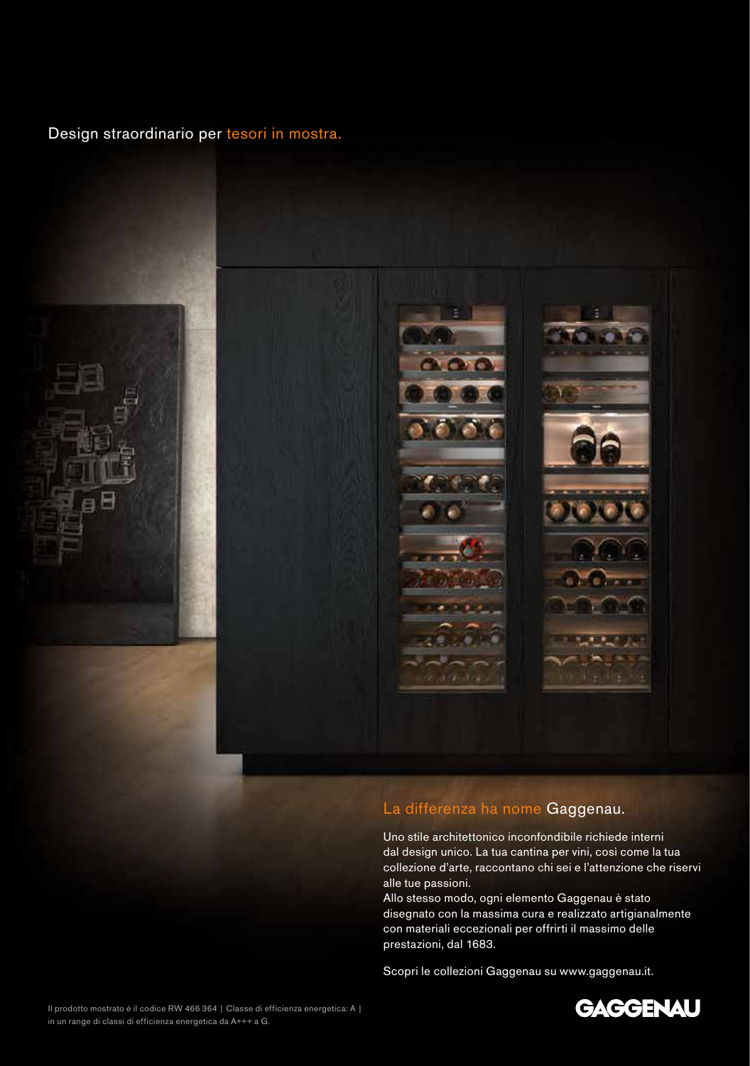Design straordinario per tesori in mostra.

## La differenza ha nome Gaggenau.

Uno stile architettonico inconfondibile richiede interni dal design unico. La tua cantina per vini, così come la tua collezione d'arte, raccontano chi sei e l'attenzione che riservi alle tue passioni.
Allo stesso modo, ogni elemento Gaggenau è stato disegnato con la massima cura e realizzato artigianalmente con materiali eccezionali per offrirti il massimo delle prestazioni, dal 1683.

Scopri le collezioni Gaggenau su www.gaggenau.it.

Il prodotto mostrato è il codice RW 466 364 | Classe di efficienza energetica: A | in un range di classi di efficienza energetica da A+++ a G.

GAGGENAU